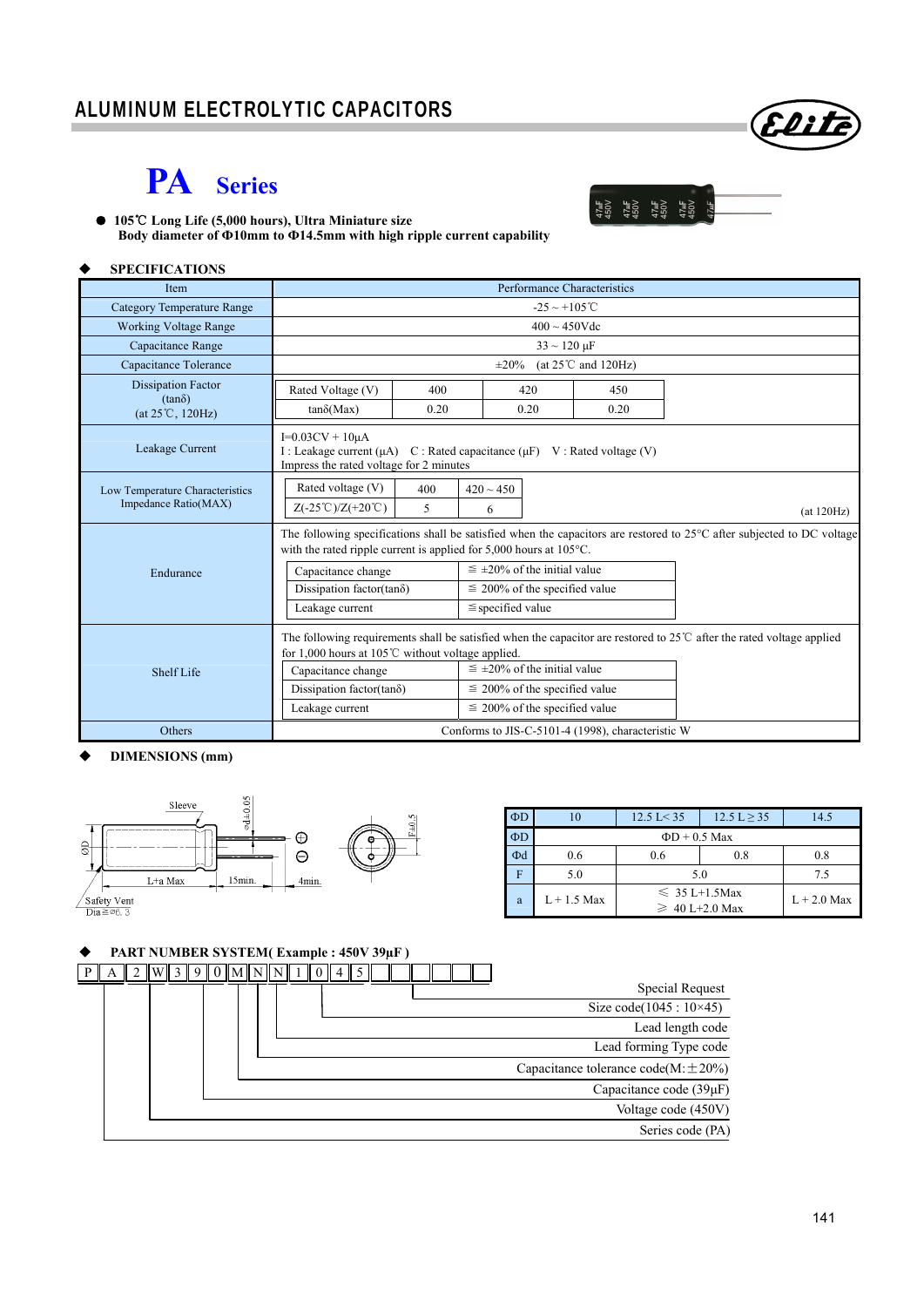# ALUMINUM ELECTROLYTIC CAPACITORS

## PA Series

- 105℃ Long Life (5,000 hours), Ultra Miniature size
  Body diameter of Φ10mm to Φ14.5mm with high ripple current capability

### ◆ SPECIFICATIONS

| Item | Performance Characteristics |
|---|---|
| Category Temperature Range | -25 ~ +105℃ |
| Working Voltage Range | 400 ~ 450Vdc |
| Capacitance Range | 33 ~ 120 μF |
| Capacitance Tolerance | ±20% (at 25℃ and 120Hz) |
| Dissipation Factor (tanδ) (at 25℃, 120Hz) | Rated Voltage (V): 400 / 420 / 450; tanδ(Max): 0.20 / 0.20 / 0.20 |
| Leakage Current | I=0.03CV + 10μA<br>I : Leakage current (μA) C : Rated capacitance (μF) V : Rated voltage (V)<br>Impress the rated voltage for 2 minutes |
| Low Temperature Characteristics Impedance Ratio(MAX) | Rated voltage (V): 400 / 420 ~ 450; Z(-25℃)/Z(+20℃): 5 / 6 (at 120Hz) |
| Endurance | The following specifications shall be satisfied when the capacitors are restored to 25°C after subjected to DC voltage with the rated ripple current is applied for 5,000 hours at 105°C.<br>Capacitance change: ≦ ±20% of the initial value<br>Dissipation factor(tanδ): ≦ 200% of the specified value<br>Leakage current: ≦specified value |
| Shelf Life | The following requirements shall be satisfied when the capacitor are restored to 25℃ after the rated voltage applied for 1,000 hours at 105℃ without voltage applied.<br>Capacitance change: ≦ ±20% of the initial value<br>Dissipation factor(tanδ): ≦ 200% of the specified value<br>Leakage current: ≦ 200% of the specified value |
| Others | Conforms to JIS-C-5101-4 (1998), characteristic W |

### ◆ DIMENSIONS (mm)

Sleeve, Φd±0.05, ΦD, L+a Max, 15min., 4min., F±0.5, Safety Vent Dia≧Φ6.3

| ΦD | 10 | 12.5 L< 35 | 12.5 L ≥ 35 | 14.5 |
|---|---|---|---|---|
| ΦD | ΦD + 0.5 Max | | | |
| Φd | 0.6 | 0.6 | 0.8 | 0.8 |
| F | 5.0 | 5.0 | | 7.5 |
| a | L + 1.5 Max | ≦ 35 L+1.5Max<br>≧ 40 L+2.0 Max | | L + 2.0 Max |

### ◆ PART NUMBER SYSTEM( Example : 450V 39μF )

P A 2 W 3 9 0 M N N 1 0 4 5 □ □ □ □ □

- P A — Series code (PA)
- 2 W — Voltage code (450V)
- 3 9 0 — Capacitance code (39μF)
- M — Capacitance tolerance code(M:±20%)
- N — Lead forming Type code
- N — Lead length code
- 1 0 4 5 — Size code(1045 : 10×45)
- □ □ □ □ □ — Special Request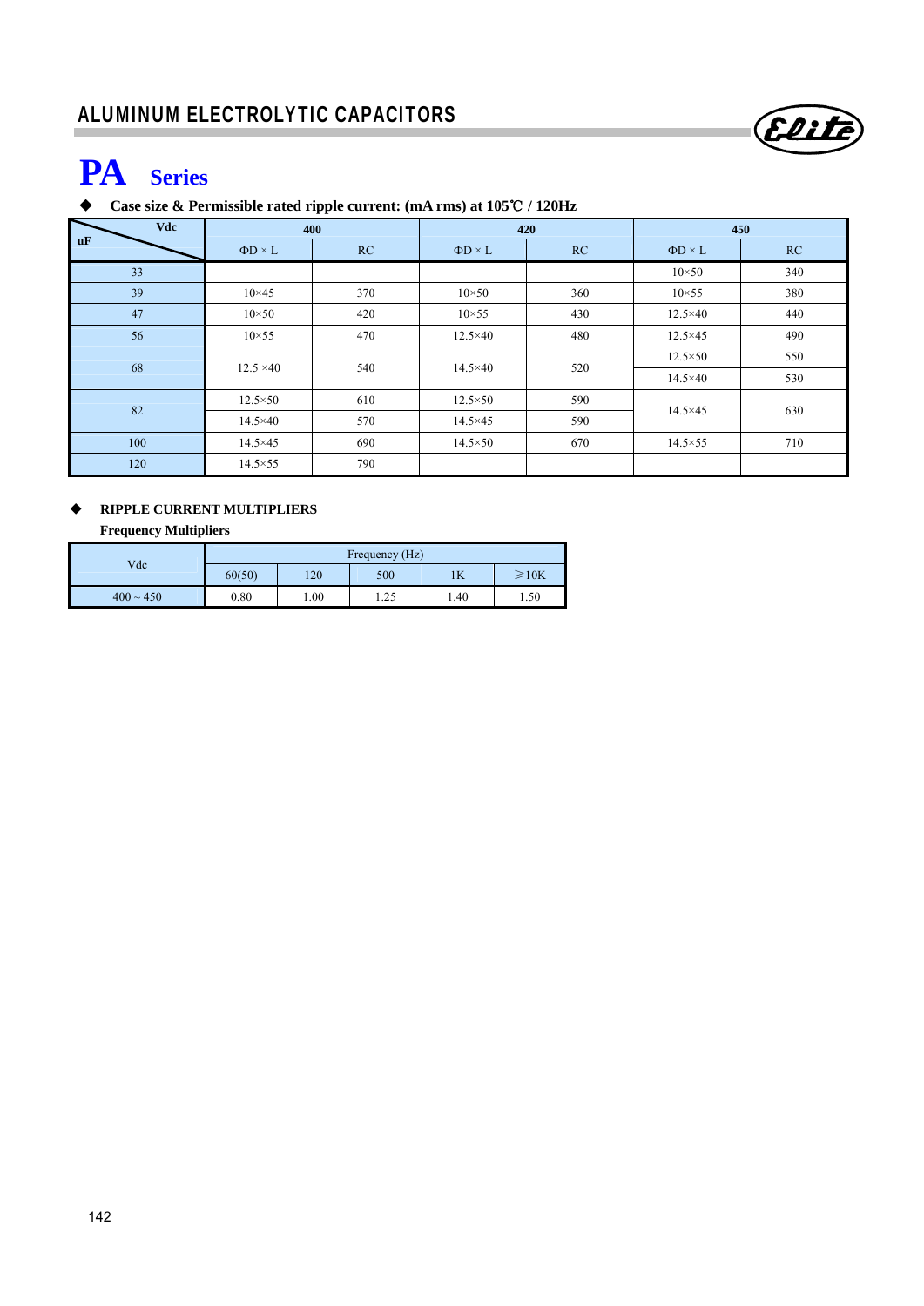## ALUMINUM ELECTROLYTIC CAPACITORS

# PA Series

◆ **Case size & Permissible rated ripple current: (mA rms) at 105℃ / 120Hz**

| uF \ Vdc | 400 | | 420 | | 450 | |
|---|---|---|---|---|---|---|
| | ΦD × L | RC | ΦD × L | RC | ΦD × L | RC |
| 33 | | | | | 10×50 | 340 |
| 39 | 10×45 | 370 | 10×50 | 360 | 10×55 | 380 |
| 47 | 10×50 | 420 | 10×55 | 430 | 12.5×40 | 440 |
| 56 | 10×55 | 470 | 12.5×40 | 480 | 12.5×45 | 490 |
| 68 | 12.5 ×40 | 540 | 14.5×40 | 520 | 12.5×50 | 550 |
| | | | | | 14.5×40 | 530 |
| 82 | 12.5×50 | 610 | 12.5×50 | 590 | 14.5×45 | 630 |
| | 14.5×40 | 570 | 14.5×45 | 590 | | |
| 100 | 14.5×45 | 690 | 14.5×50 | 670 | 14.5×55 | 710 |
| 120 | 14.5×55 | 790 | | | | |

◆ **RIPPLE CURRENT MULTIPLIERS**

**Frequency Multipliers**

| Vdc | Frequency (Hz) | | | | |
|---|---|---|---|---|---|
| | 60(50) | 120 | 500 | 1K | ≥10K |
| 400 ~ 450 | 0.80 | 1.00 | 1.25 | 1.40 | 1.50 |